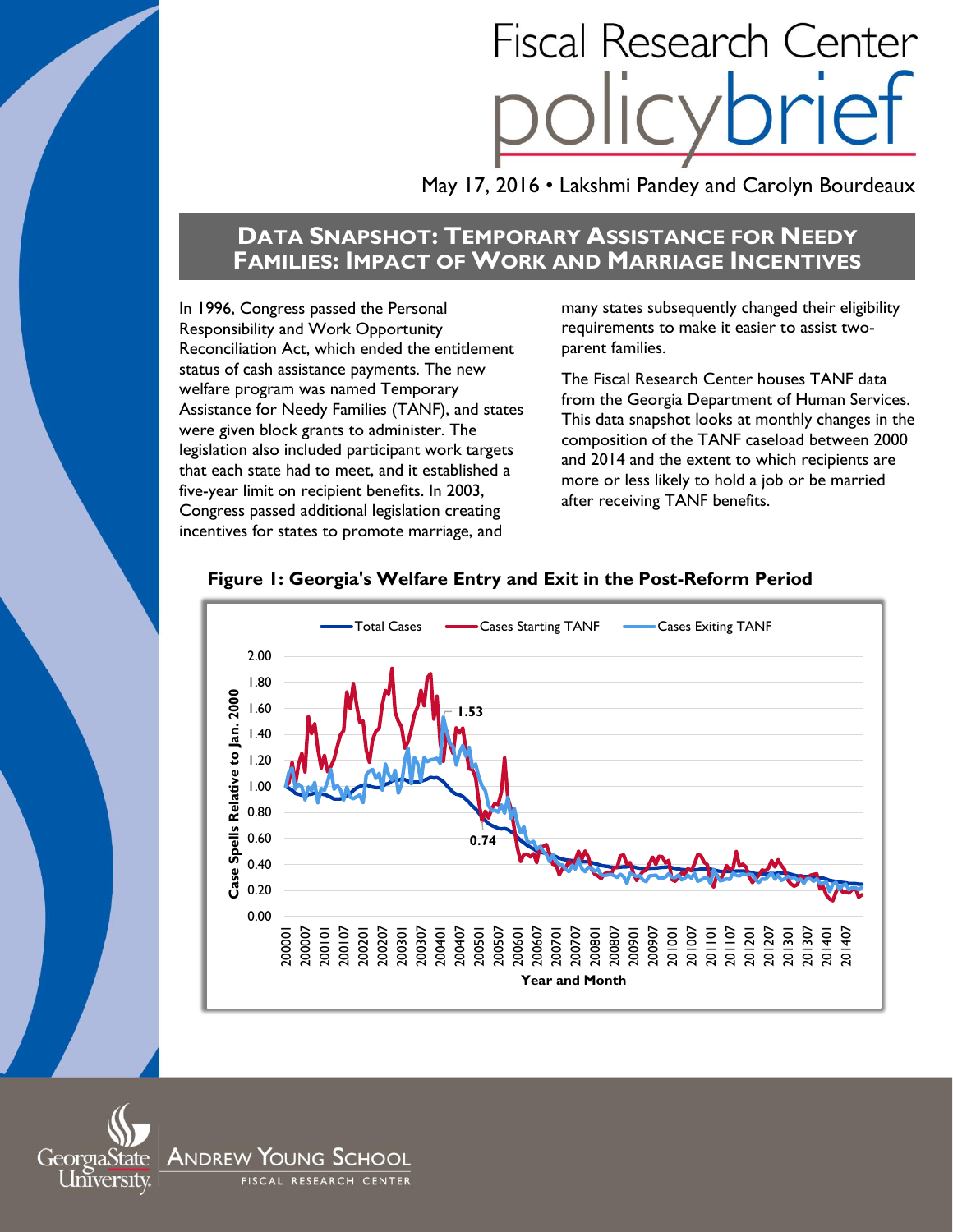# Fiscal Research Center policybrief

May 17, 2016 • Lakshmi Pandey and Carolyn Bourdeaux

## Data Snapshot: Temporary Assistance for Needy Families: Impact of Work and Marriage Incentives

In 1996, Congress passed the Personal Responsibility and Work Opportunity Reconciliation Act, which ended the entitlement status of cash assistance payments. The new welfare program was named Temporary Assistance for Needy Families (TANF), and states were given block grants to administer. The legislation also included participant work targets that each state had to meet, and it established a five-year limit on recipient benefits. In 2003, Congress passed additional legislation creating incentives for states to promote marriage, and many states subsequently changed their eligibility requirements to make it easier to assist two-parent families.

The Fiscal Research Center houses TANF data from the Georgia Department of Human Services. This data snapshot looks at monthly changes in the composition of the TANF caseload between 2000 and 2014 and the extent to which recipients are more or less likely to hold a job or be married after receiving TANF benefits.

**Figure 1: Georgia's Welfare Entry and Exit in the Post-Reform Period**

Total Cases | Cases Starting TANF | Cases Exiting TANF

Case Spells Relative to Jan. 2000

Year and Month

1.53

0.74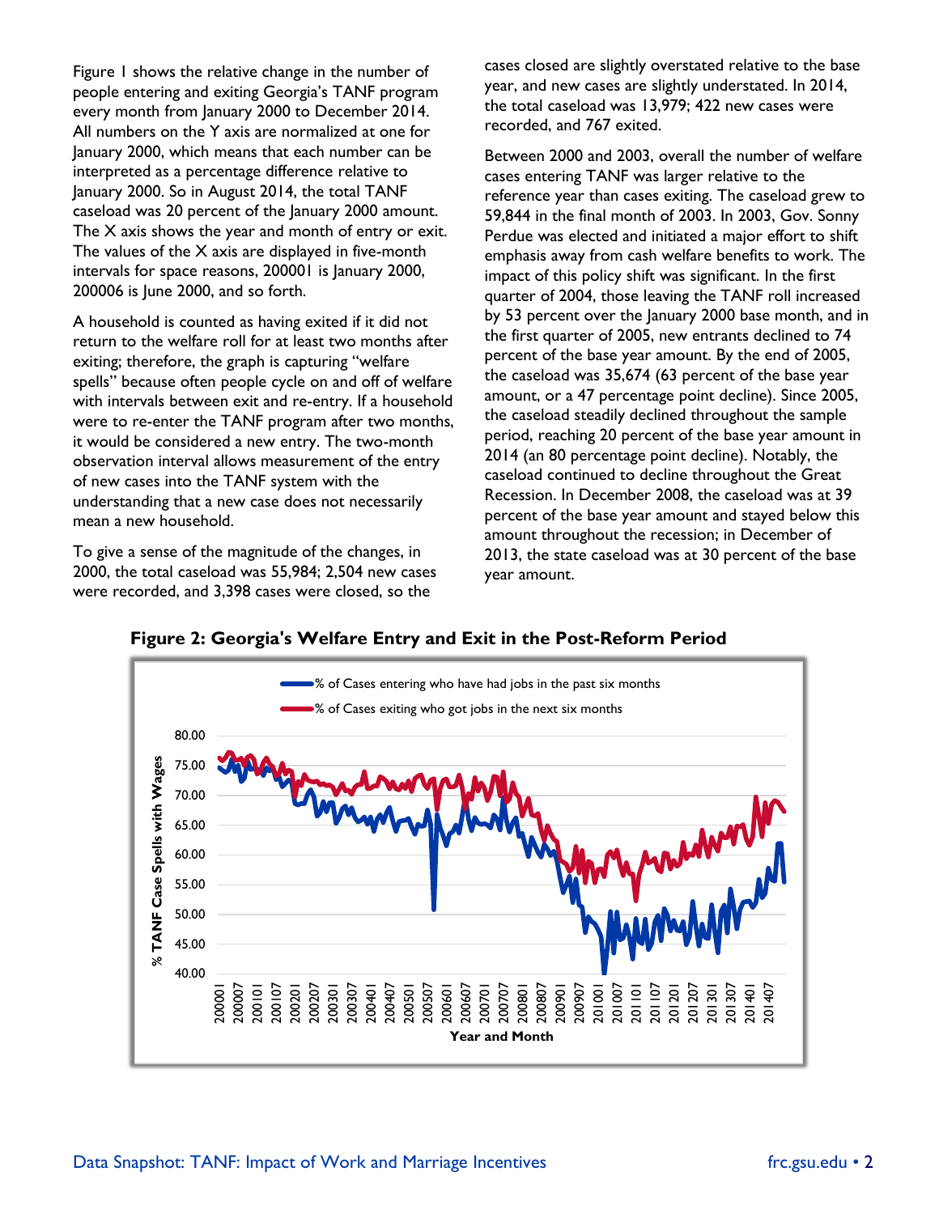Figure 1 shows the relative change in the number of people entering and exiting Georgia's TANF program every month from January 2000 to December 2014. All numbers on the Y axis are normalized at one for January 2000, which means that each number can be interpreted as a percentage difference relative to January 2000. So in August 2014, the total TANF caseload was 20 percent of the January 2000 amount. The X axis shows the year and month of entry or exit. The values of the X axis are displayed in five-month intervals for space reasons, 200001 is January 2000, 200006 is June 2000, and so forth.

A household is counted as having exited if it did not return to the welfare roll for at least two months after exiting; therefore, the graph is capturing "welfare spells" because often people cycle on and off of welfare with intervals between exit and re-entry. If a household were to re-enter the TANF program after two months, it would be considered a new entry. The two-month observation interval allows measurement of the entry of new cases into the TANF system with the understanding that a new case does not necessarily mean a new household.

To give a sense of the magnitude of the changes, in 2000, the total caseload was 55,984; 2,504 new cases were recorded, and 3,398 cases were closed, so the cases closed are slightly overstated relative to the base year, and new cases are slightly understated. In 2014, the total caseload was 13,979; 422 new cases were recorded, and 767 exited.

Between 2000 and 2003, overall the number of welfare cases entering TANF was larger relative to the reference year than cases exiting. The caseload grew to 59,844 in the final month of 2003. In 2003, Gov. Sonny Perdue was elected and initiated a major effort to shift emphasis away from cash welfare benefits to work. The impact of this policy shift was significant. In the first quarter of 2004, those leaving the TANF roll increased by 53 percent over the January 2000 base month, and in the first quarter of 2005, new entrants declined to 74 percent of the base year amount. By the end of 2005, the caseload was 35,674 (63 percent of the base year amount, or a 47 percentage point decline). Since 2005, the caseload steadily declined throughout the sample period, reaching 20 percent of the base year amount in 2014 (an 80 percentage point decline). Notably, the caseload continued to decline throughout the Great Recession. In December 2008, the caseload was at 39 percent of the base year amount and stayed below this amount throughout the recession; in December of 2013, the state caseload was at 30 percent of the base year amount.

**Figure 2: Georgia's Welfare Entry and Exit in the Post-Reform Period**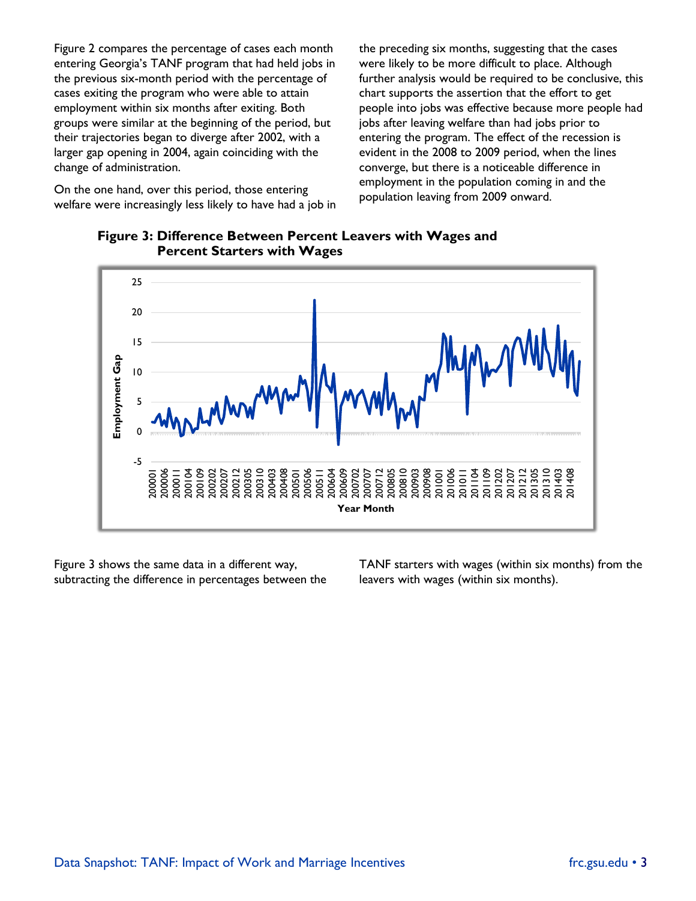Figure 2 compares the percentage of cases each month entering Georgia's TANF program that had held jobs in the previous six-month period with the percentage of cases exiting the program who were able to attain employment within six months after exiting. Both groups were similar at the beginning of the period, but their trajectories began to diverge after 2002, with a larger gap opening in 2004, again coinciding with the change of administration.

On the one hand, over this period, those entering welfare were increasingly less likely to have had a job in the preceding six months, suggesting that the cases were likely to be more difficult to place. Although further analysis would be required to be conclusive, this chart supports the assertion that the effort to get people into jobs was effective because more people had jobs after leaving welfare than had jobs prior to entering the program. The effect of the recession is evident in the 2008 to 2009 period, when the lines converge, but there is a noticeable difference in employment in the population coming in and the population leaving from 2009 onward.

**Figure 3: Difference Between Percent Leavers with Wages and Percent Starters with Wages**

Figure 3 shows the same data in a different way, subtracting the difference in percentages between the TANF starters with wages (within six months) from the leavers with wages (within six months).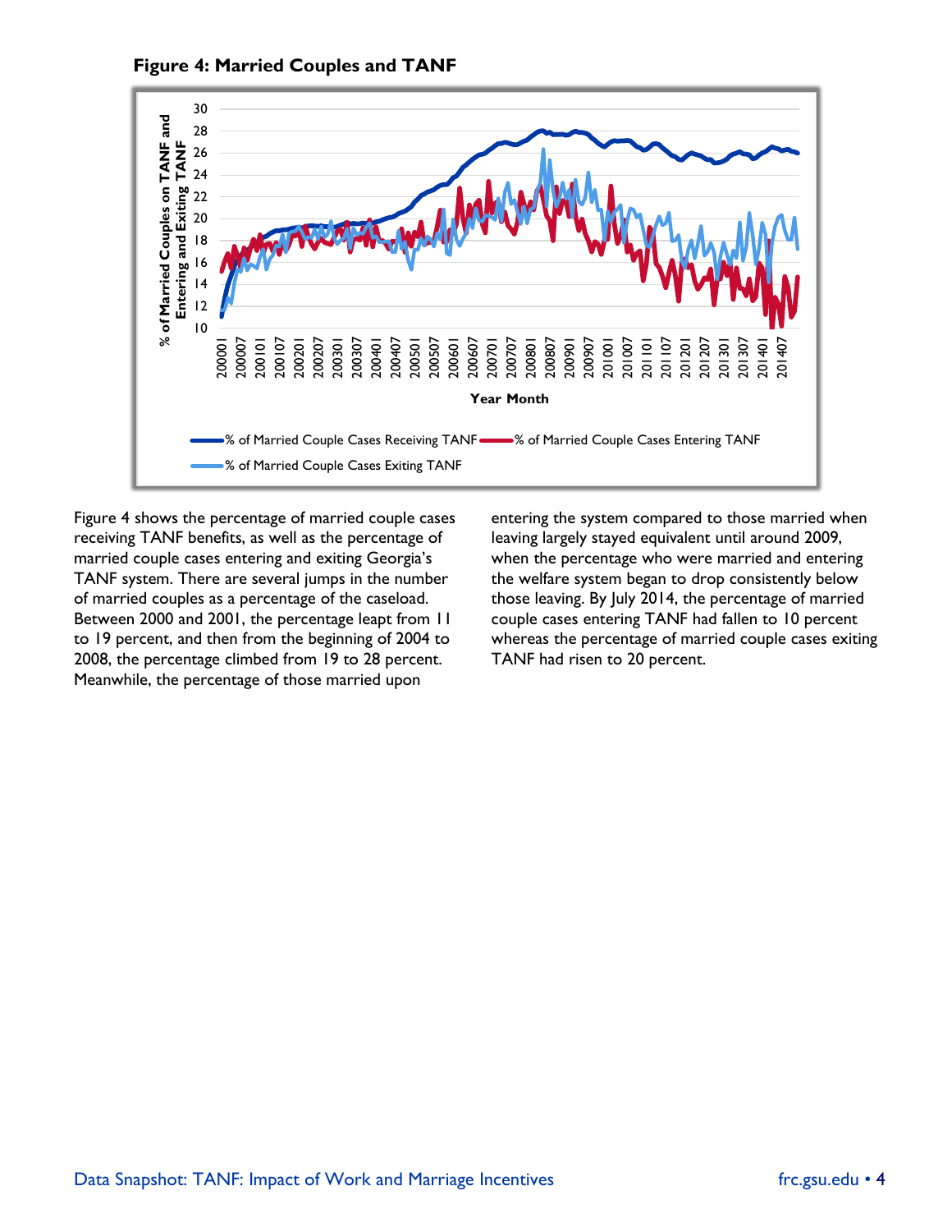**Figure 4: Married Couples and TANF**

Figure 4 shows the percentage of married couple cases receiving TANF benefits, as well as the percentage of married couple cases entering and exiting Georgia's TANF system. There are several jumps in the number of married couples as a percentage of the caseload. Between 2000 and 2001, the percentage leapt from 11 to 19 percent, and then from the beginning of 2004 to 2008, the percentage climbed from 19 to 28 percent. Meanwhile, the percentage of those married upon entering the system compared to those married when leaving largely stayed equivalent until around 2009, when the percentage who were married and entering the welfare system began to drop consistently below those leaving. By July 2014, the percentage of married couple cases entering TANF had fallen to 10 percent whereas the percentage of married couple cases exiting TANF had risen to 20 percent.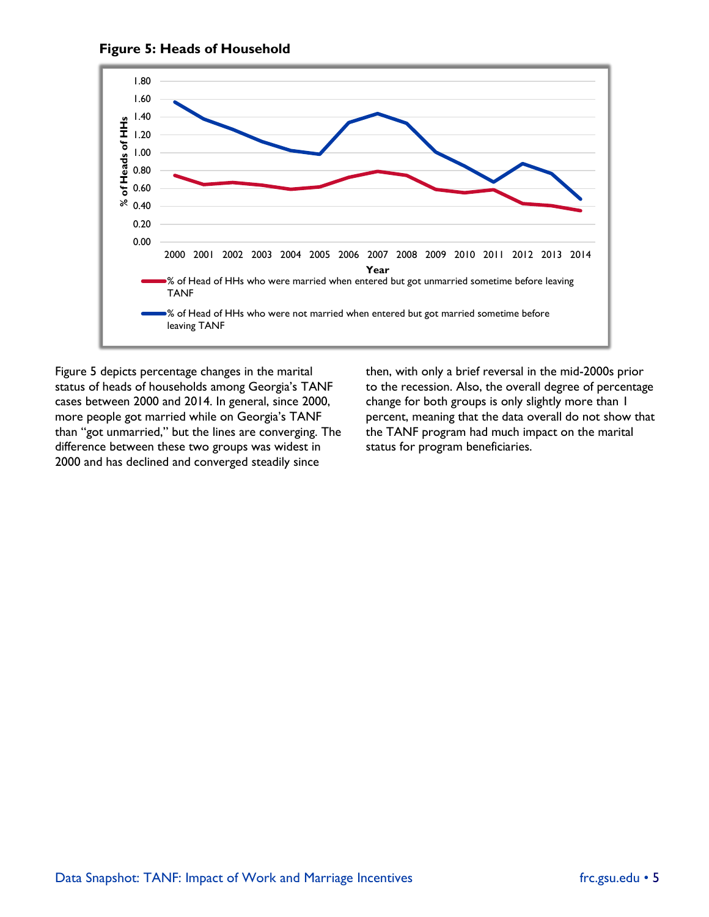**Figure 5: Heads of Household**

Figure 5 depicts percentage changes in the marital status of heads of households among Georgia's TANF cases between 2000 and 2014. In general, since 2000, more people got married while on Georgia's TANF than "got unmarried," but the lines are converging. The difference between these two groups was widest in 2000 and has declined and converged steadily since then, with only a brief reversal in the mid-2000s prior to the recession. Also, the overall degree of percentage change for both groups is only slightly more than 1 percent, meaning that the data overall do not show that the TANF program had much impact on the marital status for program beneficiaries.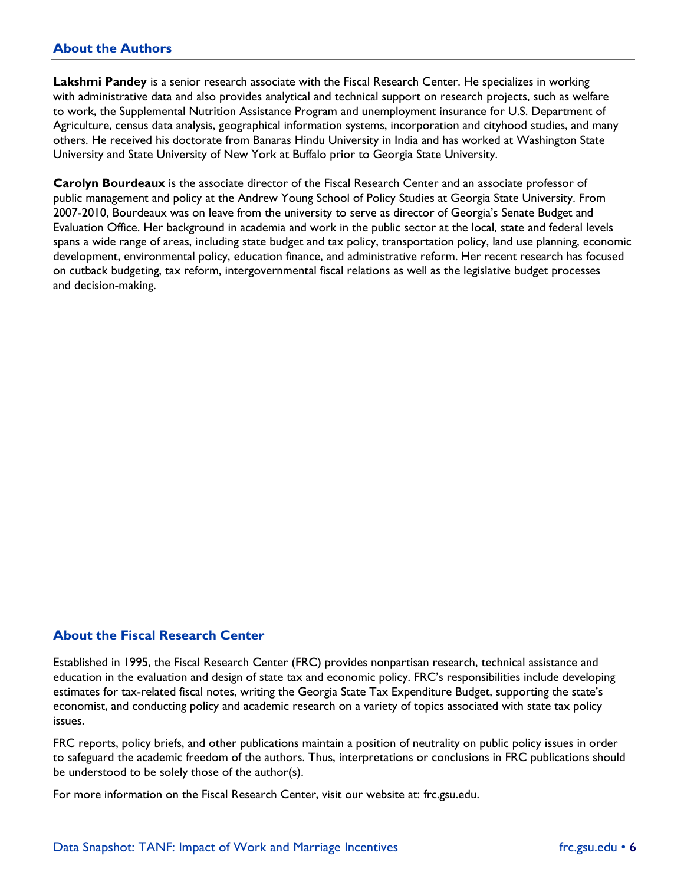## About the Authors

**Lakshmi Pandey** is a senior research associate with the Fiscal Research Center. He specializes in working with administrative data and also provides analytical and technical support on research projects, such as welfare to work, the Supplemental Nutrition Assistance Program and unemployment insurance for U.S. Department of Agriculture, census data analysis, geographical information systems, incorporation and cityhood studies, and many others. He received his doctorate from Banaras Hindu University in India and has worked at Washington State University and State University of New York at Buffalo prior to Georgia State University.

**Carolyn Bourdeaux** is the associate director of the Fiscal Research Center and an associate professor of public management and policy at the Andrew Young School of Policy Studies at Georgia State University. From 2007-2010, Bourdeaux was on leave from the university to serve as director of Georgia's Senate Budget and Evaluation Office. Her background in academia and work in the public sector at the local, state and federal levels spans a wide range of areas, including state budget and tax policy, transportation policy, land use planning, economic development, environmental policy, education finance, and administrative reform. Her recent research has focused on cutback budgeting, tax reform, intergovernmental fiscal relations as well as the legislative budget processes and decision-making.

## About the Fiscal Research Center

Established in 1995, the Fiscal Research Center (FRC) provides nonpartisan research, technical assistance and education in the evaluation and design of state tax and economic policy. FRC's responsibilities include developing estimates for tax-related fiscal notes, writing the Georgia State Tax Expenditure Budget, supporting the state's economist, and conducting policy and academic research on a variety of topics associated with state tax policy issues.

FRC reports, policy briefs, and other publications maintain a position of neutrality on public policy issues in order to safeguard the academic freedom of the authors. Thus, interpretations or conclusions in FRC publications should be understood to be solely those of the author(s).

For more information on the Fiscal Research Center, visit our website at: frc.gsu.edu.